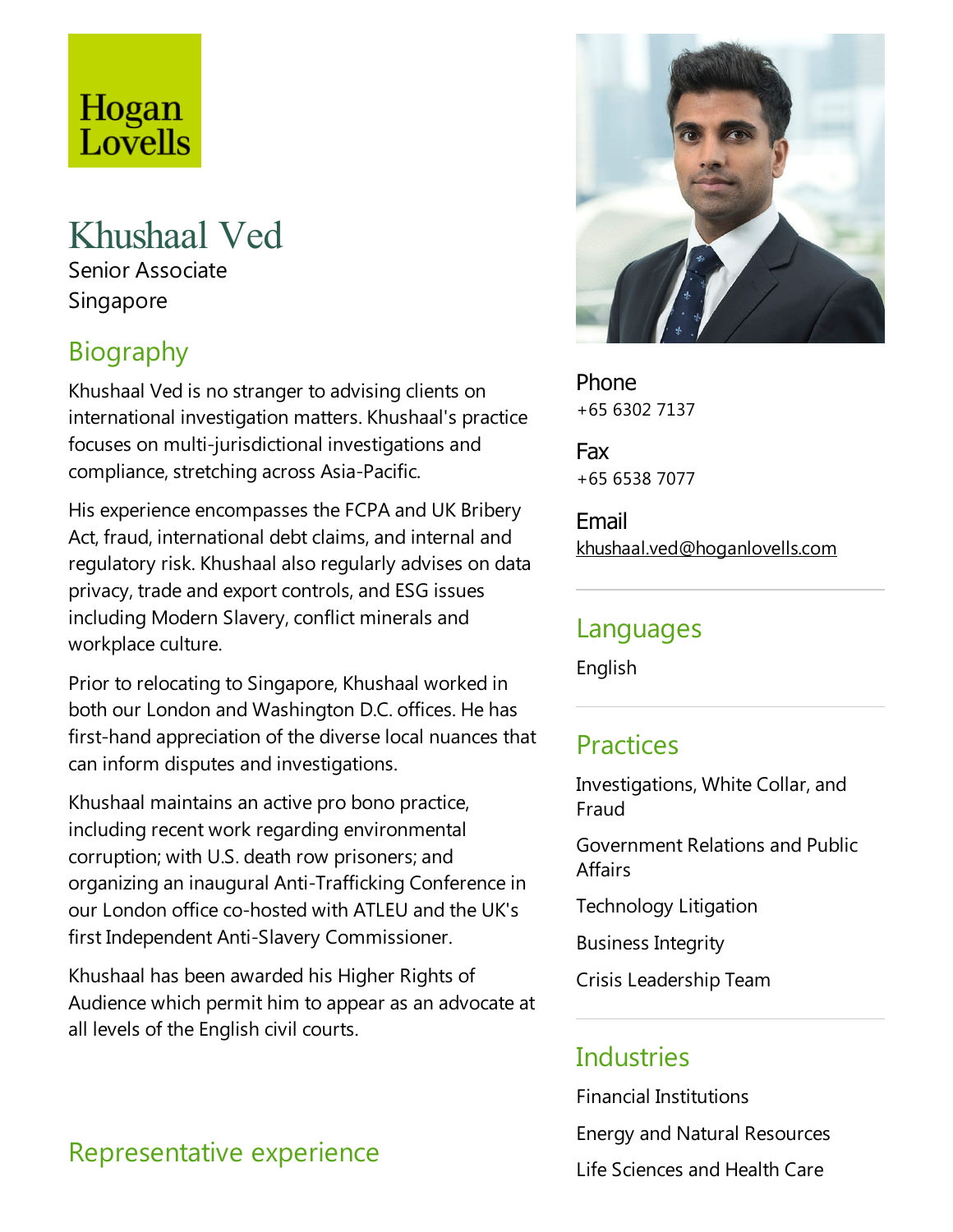Hogan Lovells

# Khushaal Ved

Senior Associate
Singapore

## Biography

Khushaal Ved is no stranger to advising clients on international investigation matters. Khushaal's practice focuses on multi-jurisdictional investigations and compliance, stretching across Asia-Pacific.

His experience encompasses the FCPA and UK Bribery Act, fraud, international debt claims, and internal and regulatory risk. Khushaal also regularly advises on data privacy, trade and export controls, and ESG issues including Modern Slavery, conflict minerals and workplace culture.

Prior to relocating to Singapore, Khushaal worked in both our London and Washington D.C. offices. He has first-hand appreciation of the diverse local nuances that can inform disputes and investigations.

Khushaal maintains an active pro bono practice, including recent work regarding environmental corruption; with U.S. death row prisoners; and organizing an inaugural Anti-Trafficking Conference in our London office co-hosted with ATLEU and the UK's first Independent Anti-Slavery Commissioner.

Khushaal has been awarded his Higher Rights of Audience which permit him to appear as an advocate at all levels of the English civil courts.

**Phone**
+65 6302 7137

**Fax**
+65 6538 7077

**Email**
khushaal.ved@hoganlovells.com

## Languages

English

## Practices

Investigations, White Collar, and Fraud

Government Relations and Public Affairs

Technology Litigation

Business Integrity

Crisis Leadership Team

## Industries

Financial Institutions

Energy and Natural Resources

Life Sciences and Health Care

## Representative experience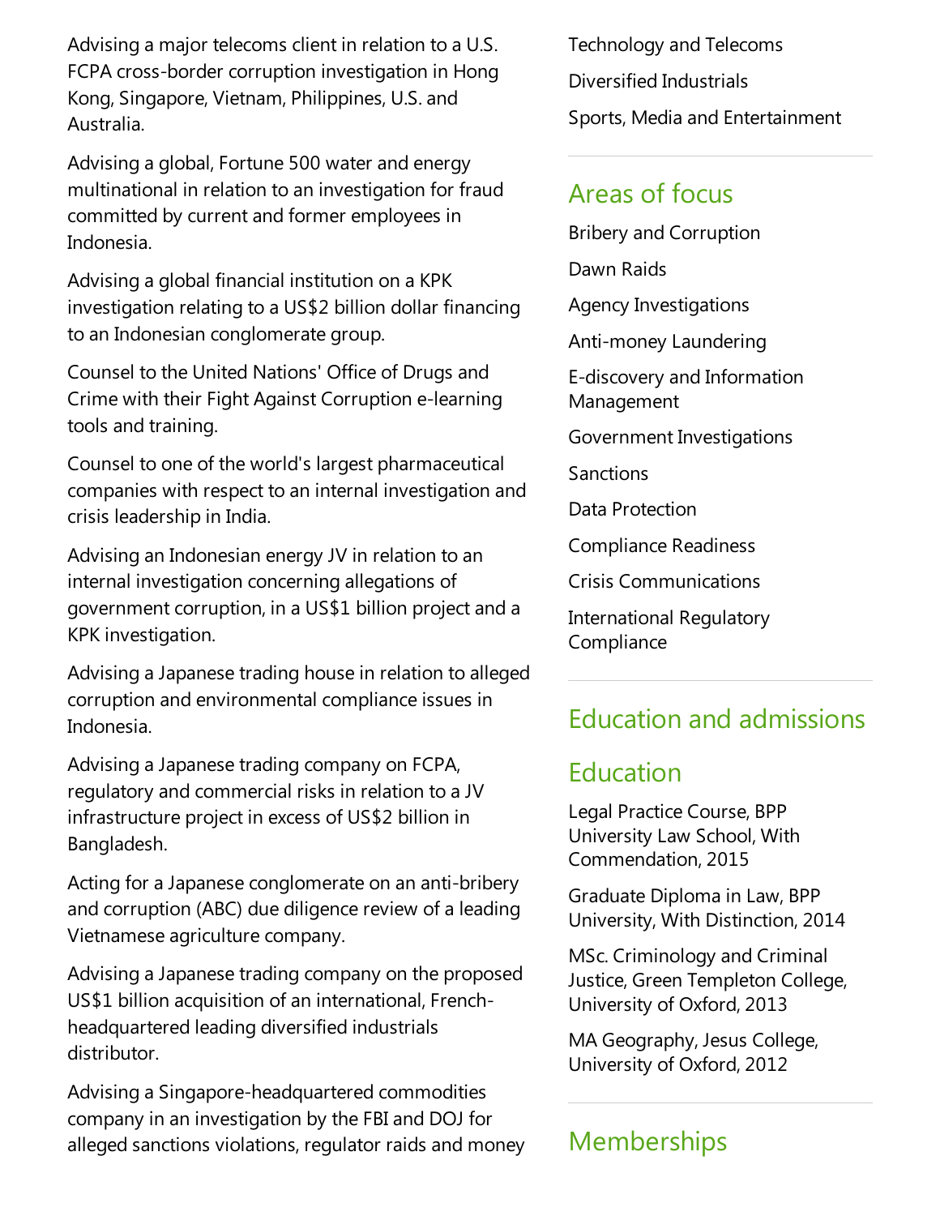Advising a major telecoms client in relation to a U.S. FCPA cross-border corruption investigation in Hong Kong, Singapore, Vietnam, Philippines, U.S. and Australia.

Advising a global, Fortune 500 water and energy multinational in relation to an investigation for fraud committed by current and former employees in Indonesia.

Advising a global financial institution on a KPK investigation relating to a US$2 billion dollar financing to an Indonesian conglomerate group.

Counsel to the United Nations' Office of Drugs and Crime with their Fight Against Corruption e-learning tools and training.

Counsel to one of the world's largest pharmaceutical companies with respect to an internal investigation and crisis leadership in India.

Advising an Indonesian energy JV in relation to an internal investigation concerning allegations of government corruption, in a US$1 billion project and a KPK investigation.

Advising a Japanese trading house in relation to alleged corruption and environmental compliance issues in Indonesia.

Advising a Japanese trading company on FCPA, regulatory and commercial risks in relation to a JV infrastructure project in excess of US$2 billion in Bangladesh.

Acting for a Japanese conglomerate on an anti-bribery and corruption (ABC) due diligence review of a leading Vietnamese agriculture company.

Advising a Japanese trading company on the proposed US$1 billion acquisition of an international, French-headquartered leading diversified industrials distributor.

Advising a Singapore-headquartered commodities company in an investigation by the FBI and DOJ for alleged sanctions violations, regulator raids and money

Technology and Telecoms

Diversified Industrials

Sports, Media and Entertainment

## Areas of focus

Bribery and Corruption

Dawn Raids

Agency Investigations

Anti-money Laundering

E-discovery and Information Management

Government Investigations

Sanctions

Data Protection

Compliance Readiness

Crisis Communications

International Regulatory Compliance

## Education and admissions

## Education

Legal Practice Course, BPP University Law School, With Commendation, 2015

Graduate Diploma in Law, BPP University, With Distinction, 2014

MSc. Criminology and Criminal Justice, Green Templeton College, University of Oxford, 2013

MA Geography, Jesus College, University of Oxford, 2012

## Memberships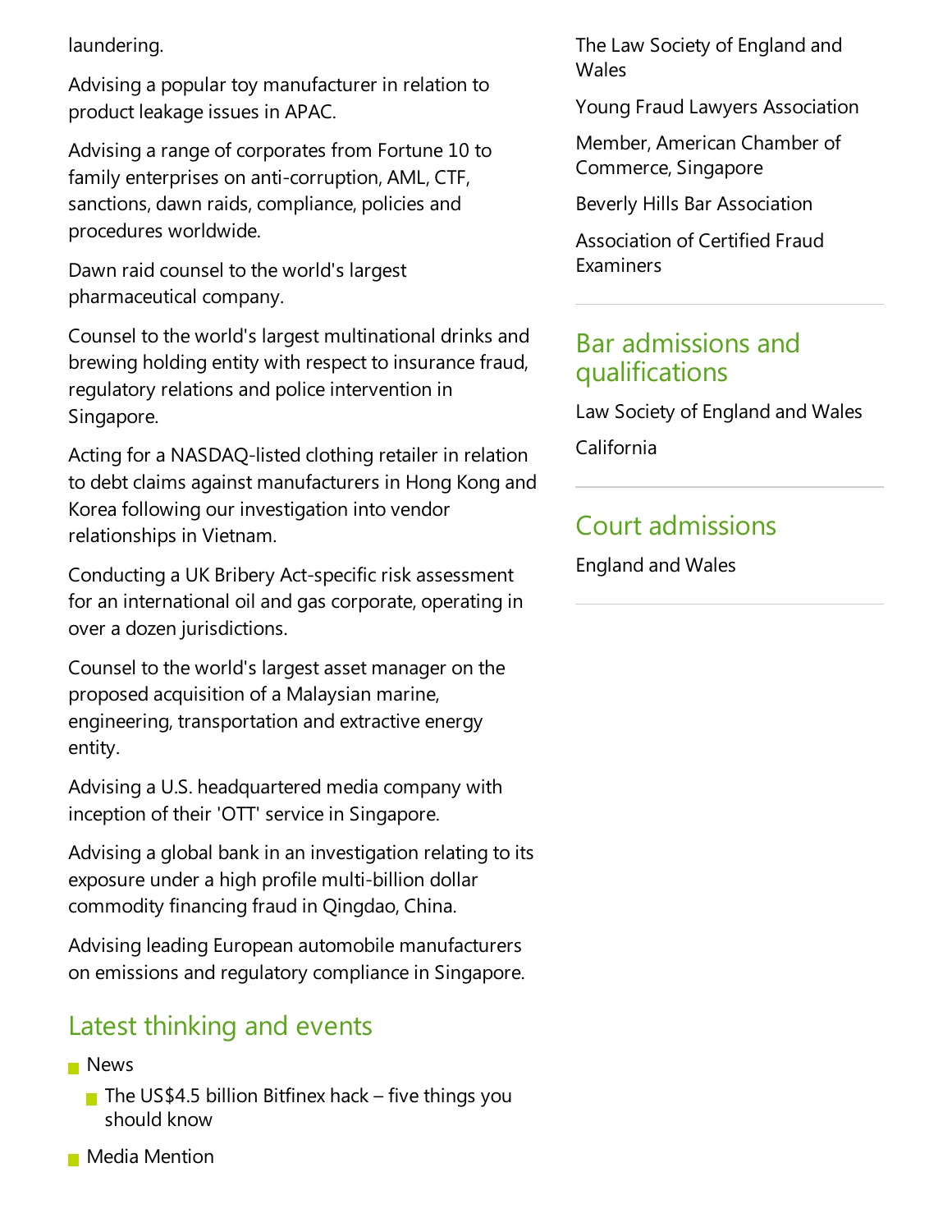laundering.

Advising a popular toy manufacturer in relation to product leakage issues in APAC.

Advising a range of corporates from Fortune 10 to family enterprises on anti-corruption, AML, CTF, sanctions, dawn raids, compliance, policies and procedures worldwide.

Dawn raid counsel to the world's largest pharmaceutical company.

Counsel to the world's largest multinational drinks and brewing holding entity with respect to insurance fraud, regulatory relations and police intervention in Singapore.

Acting for a NASDAQ-listed clothing retailer in relation to debt claims against manufacturers in Hong Kong and Korea following our investigation into vendor relationships in Vietnam.

Conducting a UK Bribery Act-specific risk assessment for an international oil and gas corporate, operating in over a dozen jurisdictions.

Counsel to the world's largest asset manager on the proposed acquisition of a Malaysian marine, engineering, transportation and extractive energy entity.

Advising a U.S. headquartered media company with inception of their 'OTT' service in Singapore.

Advising a global bank in an investigation relating to its exposure under a high profile multi-billion dollar commodity financing fraud in Qingdao, China.

Advising leading European automobile manufacturers on emissions and regulatory compliance in Singapore.

## Latest thinking and events

- News
  - The US$4.5 billion Bitfinex hack – five things you should know
- Media Mention

The Law Society of England and Wales

Young Fraud Lawyers Association

Member, American Chamber of Commerce, Singapore

Beverly Hills Bar Association

Association of Certified Fraud Examiners

## Bar admissions and qualifications

Law Society of England and Wales

California

## Court admissions

England and Wales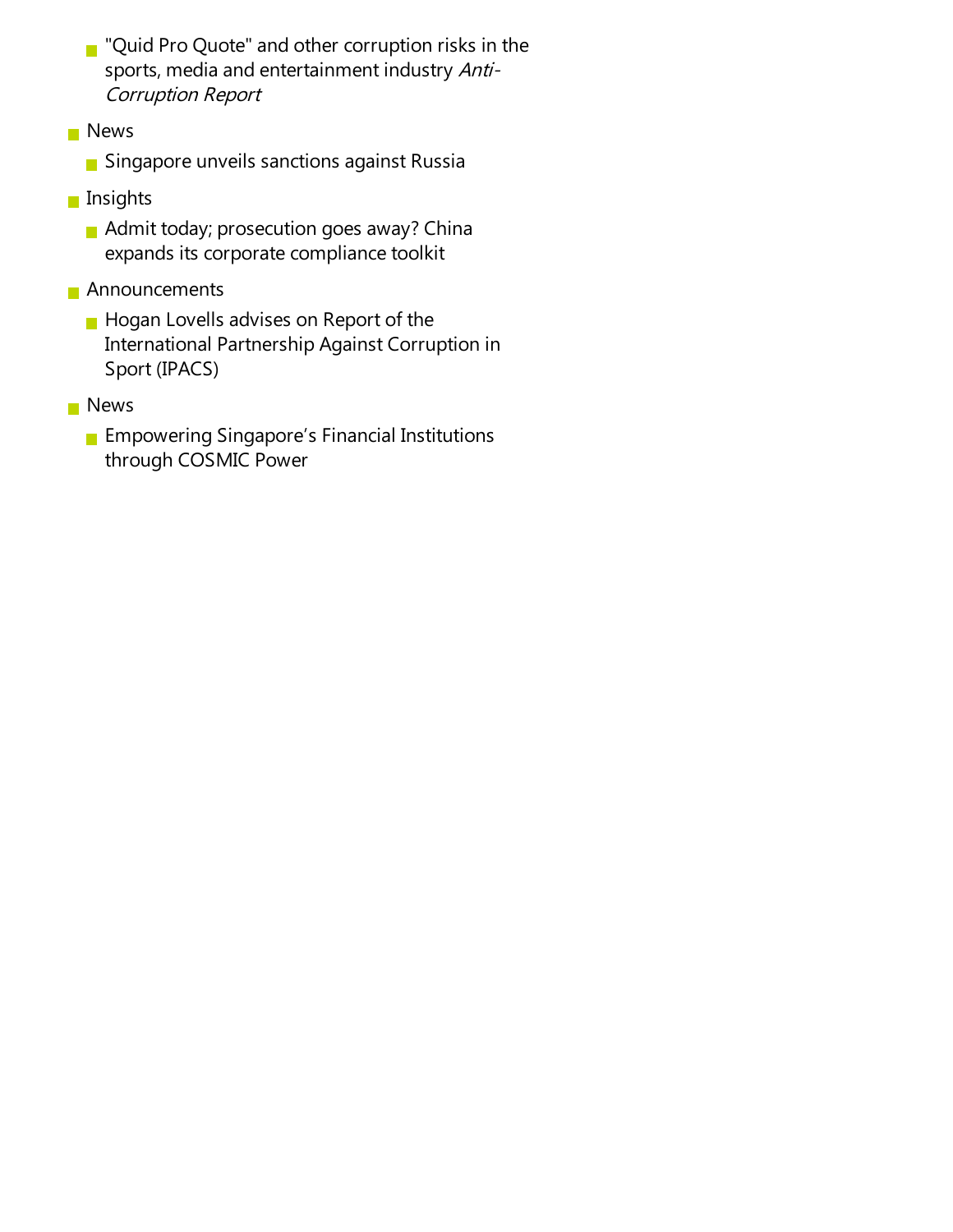- "Quid Pro Quote" and other corruption risks in the sports, media and entertainment industry *Anti-Corruption Report*

- News
  - Singapore unveils sanctions against Russia

- Insights
  - Admit today; prosecution goes away? China expands its corporate compliance toolkit

- Announcements
  - Hogan Lovells advises on Report of the International Partnership Against Corruption in Sport (IPACS)

- News
  - Empowering Singapore’s Financial Institutions through COSMIC Power